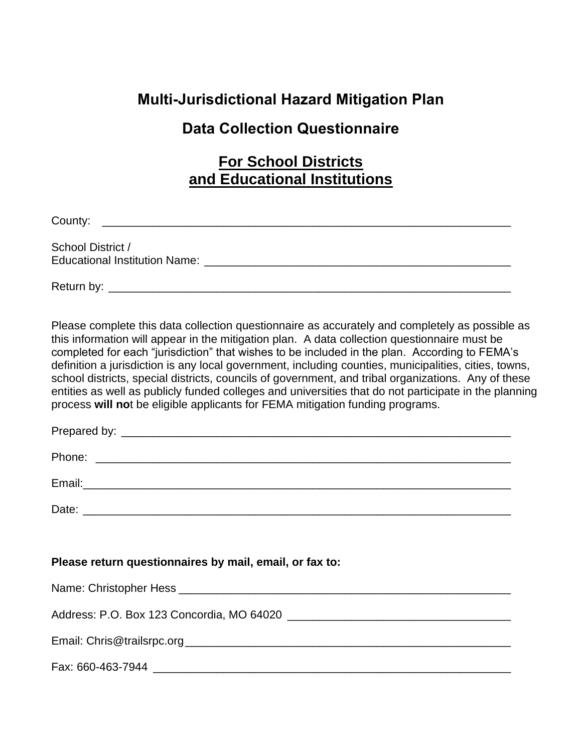# Multi-Jurisdictional Hazard Mitigation Plan

## Data Collection Questionnaire

## For School Districts and Educational Institutions

County: ____________________________________________________________

School District /
Educational Institution Name: ______________________________________________

Return by: __________________________________________________________

Please complete this data collection questionnaire as accurately and completely as possible as this information will appear in the mitigation plan. A data collection questionnaire must be completed for each "jurisdiction" that wishes to be included in the plan. According to FEMA's definition a jurisdiction is any local government, including counties, municipalities, cities, towns, school districts, special districts, councils of government, and tribal organizations. Any of these entities as well as publicly funded colleges and universities that do not participate in the planning process **will no**t be eligible applicants for FEMA mitigation funding programs.

Prepared by: ________________________________________________________

Phone: ____________________________________________________________

Email:_____________________________________________________________

Date: _____________________________________________________________

**Please return questionnaires by mail, email, or fax to:**

Name: Christopher Hess ______________________________________________

Address: P.O. Box 123 Concordia, MO 64020 ___________________________

Email: Chris@trailsrpc.org_____________________________________________

Fax: 660-463-7944 __________________________________________________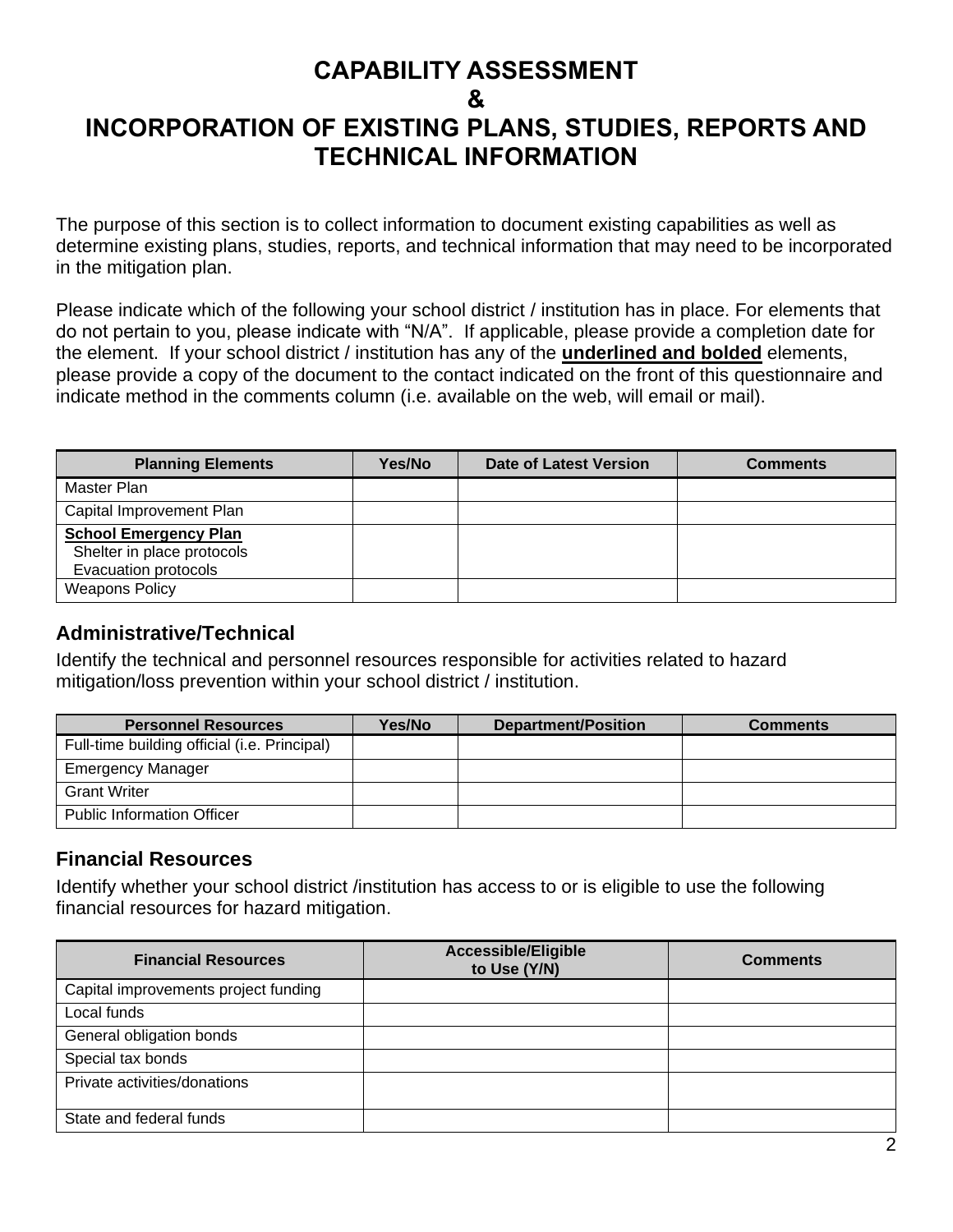# CAPABILITY ASSESSMENT & INCORPORATION OF EXISTING PLANS, STUDIES, REPORTS AND TECHNICAL INFORMATION

The purpose of this section is to collect information to document existing capabilities as well as determine existing plans, studies, reports, and technical information that may need to be incorporated in the mitigation plan.

Please indicate which of the following your school district / institution has in place. For elements that do not pertain to you, please indicate with "N/A". If applicable, please provide a completion date for the element. If your school district / institution has any of the **underlined and bolded** elements, please provide a copy of the document to the contact indicated on the front of this questionnaire and indicate method in the comments column (i.e. available on the web, will email or mail).

| Planning Elements | Yes/No | Date of Latest Version | Comments |
|---|---|---|---|
| Master Plan | | | |
| Capital Improvement Plan | | | |
| **School Emergency Plan**<br>Shelter in place protocols<br>Evacuation protocols | | | |
| Weapons Policy | | | |

### Administrative/Technical

Identify the technical and personnel resources responsible for activities related to hazard mitigation/loss prevention within your school district / institution.

| Personnel Resources | Yes/No | Department/Position | Comments |
|---|---|---|---|
| Full-time building official (i.e. Principal) | | | |
| Emergency Manager | | | |
| Grant Writer | | | |
| Public Information Officer | | | |

### Financial Resources

Identify whether your school district /institution has access to or is eligible to use the following financial resources for hazard mitigation.

| Financial Resources | Accessible/Eligible to Use (Y/N) | Comments |
|---|---|---|
| Capital improvements project funding | | |
| Local funds | | |
| General obligation bonds | | |
| Special tax bonds | | |
| Private activities/donations | | |
| State and federal funds | | |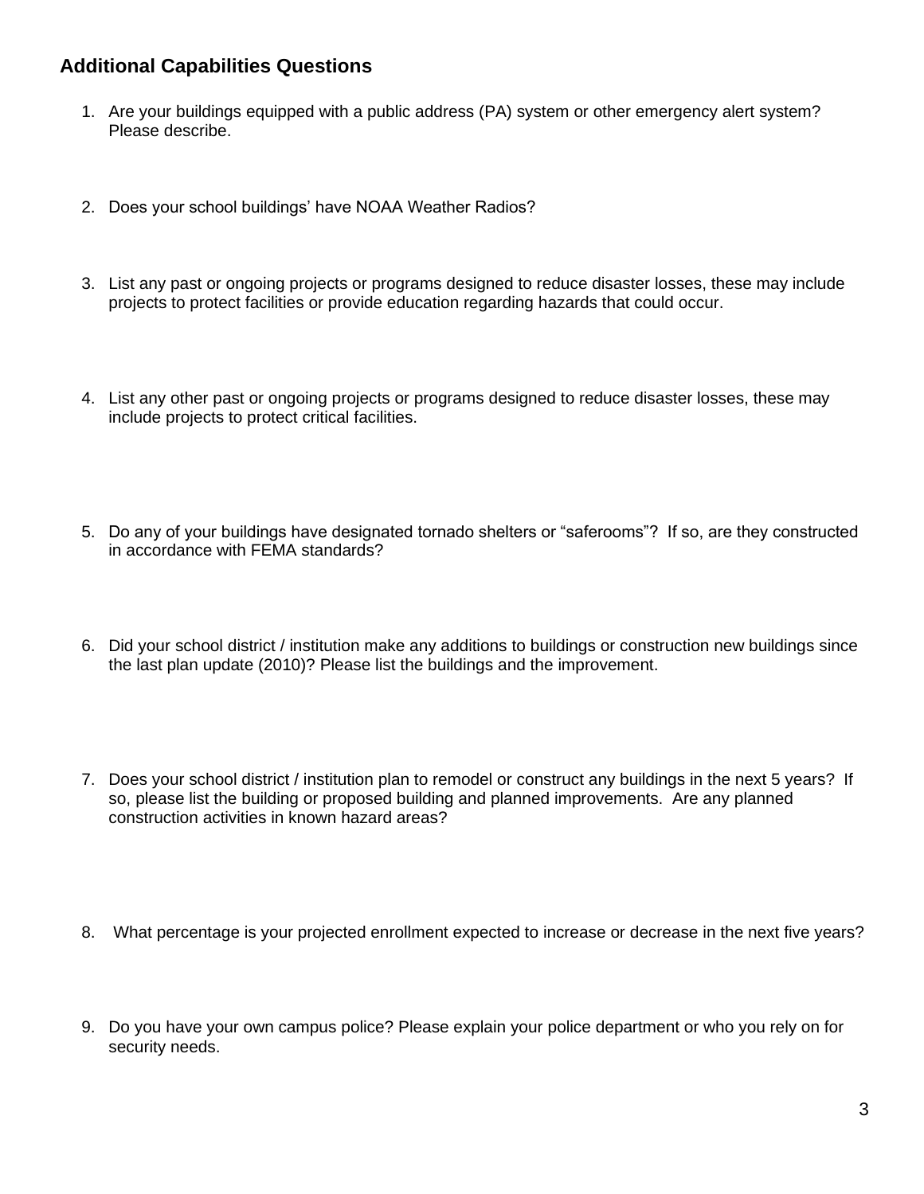## Additional Capabilities Questions

1. Are your buildings equipped with a public address (PA) system or other emergency alert system? Please describe.

2. Does your school buildings' have NOAA Weather Radios?

3. List any past or ongoing projects or programs designed to reduce disaster losses, these may include projects to protect facilities or provide education regarding hazards that could occur.

4. List any other past or ongoing projects or programs designed to reduce disaster losses, these may include projects to protect critical facilities.

5. Do any of your buildings have designated tornado shelters or "saferooms"? If so, are they constructed in accordance with FEMA standards?

6. Did your school district / institution make any additions to buildings or construction new buildings since the last plan update (2010)? Please list the buildings and the improvement.

7. Does your school district / institution plan to remodel or construct any buildings in the next 5 years? If so, please list the building or proposed building and planned improvements. Are any planned construction activities in known hazard areas?

8. What percentage is your projected enrollment expected to increase or decrease in the next five years?

9. Do you have your own campus police? Please explain your police department or who you rely on for security needs.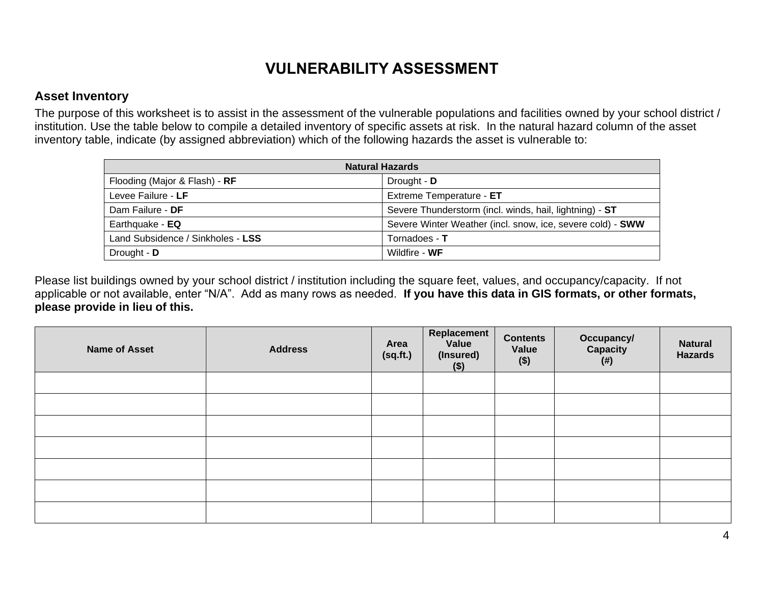# VULNERABILITY ASSESSMENT

## Asset Inventory

The purpose of this worksheet is to assist in the assessment of the vulnerable populations and facilities owned by your school district / institution. Use the table below to compile a detailed inventory of specific assets at risk. In the natural hazard column of the asset inventory table, indicate (by assigned abbreviation) which of the following hazards the asset is vulnerable to:

| Natural Hazards | |
|---|---|
| Flooding (Major & Flash) - **RF** | Drought - **D** |
| Levee Failure - **LF** | Extreme Temperature - **ET** |
| Dam Failure - **DF** | Severe Thunderstorm (incl. winds, hail, lightning) - **ST** |
| Earthquake - **EQ** | Severe Winter Weather (incl. snow, ice, severe cold) - **SWW** |
| Land Subsidence / Sinkholes - **LSS** | Tornadoes - **T** |
| Drought - **D** | Wildfire - **WF** |

Please list buildings owned by your school district / institution including the square feet, values, and occupancy/capacity. If not applicable or not available, enter "N/A". Add as many rows as needed. **If you have this data in GIS formats, or other formats, please provide in lieu of this.**

| Name of Asset | Address | Area (sq.ft.) | Replacement Value (Insured) ($) | Contents Value ($) | Occupancy/ Capacity (#) | Natural Hazards |
|---|---|---|---|---|---|---|
| | | | | | | |
| | | | | | | |
| | | | | | | |
| | | | | | | |
| | | | | | | |
| | | | | | | |
| | | | | | | |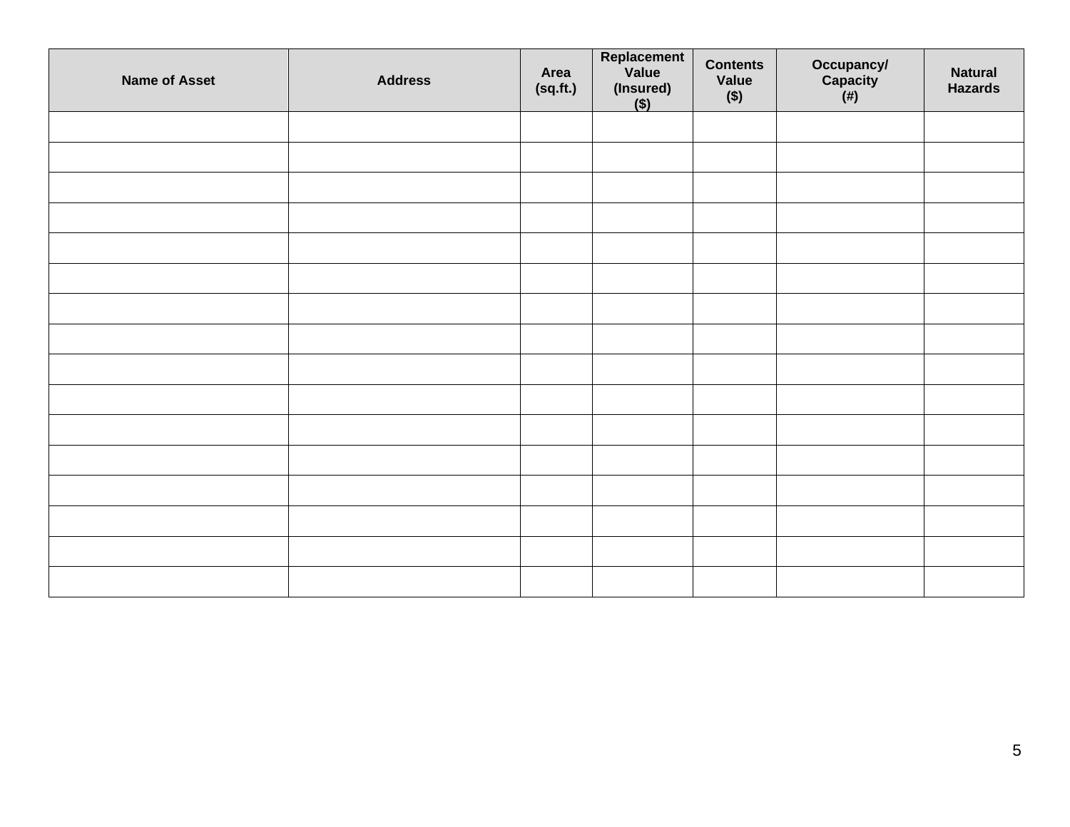| Name of Asset | Address | Area (sq.ft.) | Replacement Value (Insured) ($) | Contents Value ($) | Occupancy/ Capacity (#) | Natural Hazards |
|---|---|---|---|---|---|---|
| | | | | | | |
| | | | | | | |
| | | | | | | |
| | | | | | | |
| | | | | | | |
| | | | | | | |
| | | | | | | |
| | | | | | | |
| | | | | | | |
| | | | | | | |
| | | | | | | |
| | | | | | | |
| | | | | | | |
| | | | | | | |
| | | | | | | |
| | | | | | | |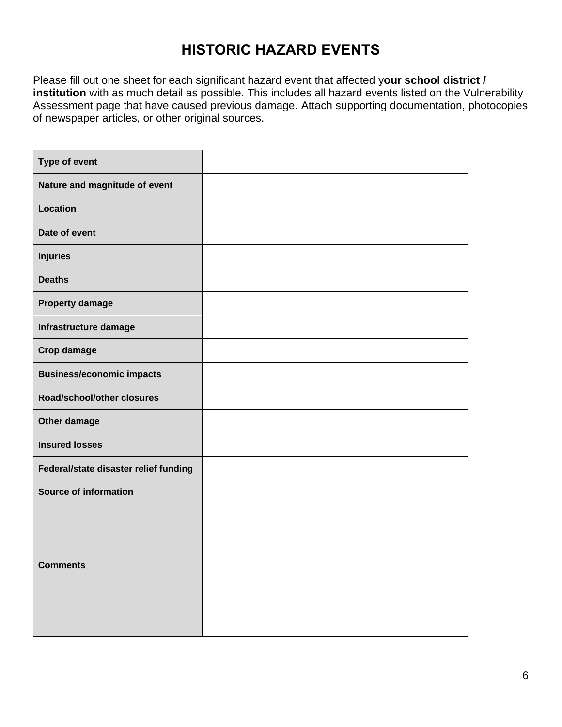# HISTORIC HAZARD EVENTS

Please fill out one sheet for each significant hazard event that affected y**our school district / institution** with as much detail as possible. This includes all hazard events listed on the Vulnerability Assessment page that have caused previous damage. Attach supporting documentation, photocopies of newspaper articles, or other original sources.

| | |
|---|---|
| **Type of event** | |
| **Nature and magnitude of event** | |
| **Location** | |
| **Date of event** | |
| **Injuries** | |
| **Deaths** | |
| **Property damage** | |
| **Infrastructure damage** | |
| **Crop damage** | |
| **Business/economic impacts** | |
| **Road/school/other closures** | |
| **Other damage** | |
| **Insured losses** | |
| **Federal/state disaster relief funding** | |
| **Source of information** | |
| **Comments** | |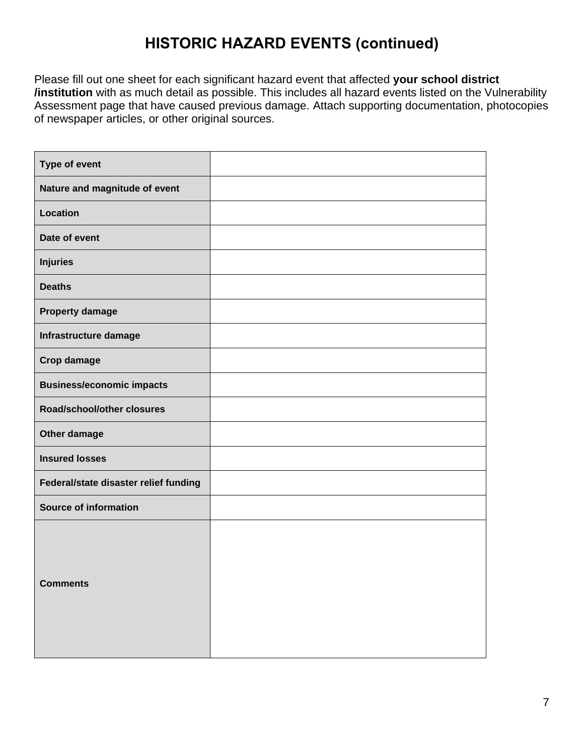# HISTORIC HAZARD EVENTS (continued)

Please fill out one sheet for each significant hazard event that affected **your school district /institution** with as much detail as possible. This includes all hazard events listed on the Vulnerability Assessment page that have caused previous damage. Attach supporting documentation, photocopies of newspaper articles, or other original sources.

| | |
|---|---|
| **Type of event** | |
| **Nature and magnitude of event** | |
| **Location** | |
| **Date of event** | |
| **Injuries** | |
| **Deaths** | |
| **Property damage** | |
| **Infrastructure damage** | |
| **Crop damage** | |
| **Business/economic impacts** | |
| **Road/school/other closures** | |
| **Other damage** | |
| **Insured losses** | |
| **Federal/state disaster relief funding** | |
| **Source of information** | |
| **Comments** | |